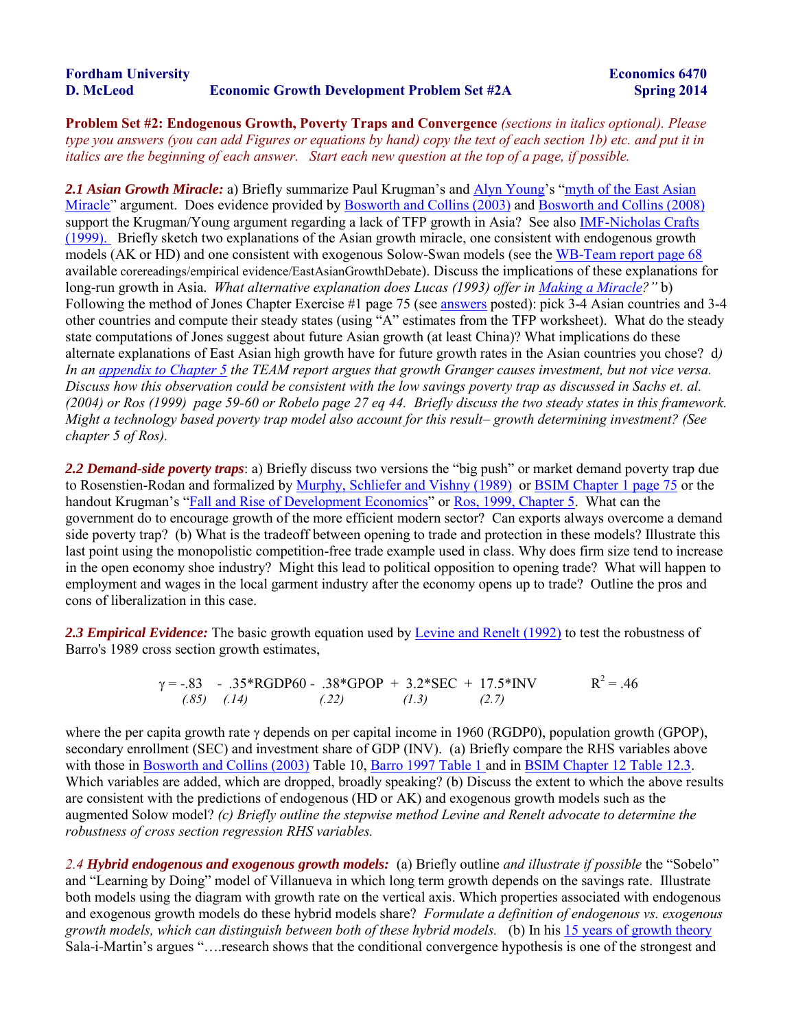**Fordham University** **Economics 6470**

**D. McLeod** **Economic Growth Development Problem Set #2A** **Spring 2014**

**Problem Set #2: Endogenous Growth, Poverty Traps and Convergence** *(sections in italics optional). Please type you answers (you can add Figures or equations by hand) copy the text of each section 1b) etc. and put it in italics are the beginning of each answer. Start each new question at the top of a page, if possible.*

***2.1 Asian Growth Miracle:*** a) Briefly summarize Paul Krugman's and Alyn Young's "myth of the East Asian Miracle" argument. Does evidence provided by Bosworth and Collins (2003) and Bosworth and Collins (2008) support the Krugman/Young argument regarding a lack of TFP growth in Asia? See also IMF-Nicholas Crafts (1999). Briefly sketch two explanations of the Asian growth miracle, one consistent with endogenous growth models (AK or HD) and one consistent with exogenous Solow-Swan models (see the WB-Team report page 68 available corereadings/empirical evidence/EastAsianGrowthDebate). Discuss the implications of these explanations for long-run growth in Asia. *What alternative explanation does Lucas (1993) offer in Making a Miracle?"* b) Following the method of Jones Chapter Exercise #1 page 75 (see answers posted): pick 3-4 Asian countries and 3-4 other countries and compute their steady states (using "A" estimates from the TFP worksheet). What do the steady state computations of Jones suggest about future Asian growth (at least China)? What implications do these alternate explanations of East Asian high growth have for future growth rates in the Asian countries you chose? d*) In an appendix to Chapter 5 the TEAM report argues that growth Granger causes investment, but not vice versa. Discuss how this observation could be consistent with the low savings poverty trap as discussed in Sachs et. al. (2004) or Ros (1999) page 59-60 or Robelo page 27 eq 44. Briefly discuss the two steady states in this framework. Might a technology based poverty trap model also account for this result– growth determining investment? (See chapter 5 of Ros).*

***2.2 Demand-side poverty traps***: a) Briefly discuss two versions the "big push" or market demand poverty trap due to Rosenstien-Rodan and formalized by Murphy, Schliefer and Vishny (1989) or BSIM Chapter 1 page 75 or the handout Krugman's "Fall and Rise of Development Economics" or Ros, 1999, Chapter 5. What can the government do to encourage growth of the more efficient modern sector? Can exports always overcome a demand side poverty trap? (b) What is the tradeoff between opening to trade and protection in these models? Illustrate this last point using the monopolistic competition-free trade example used in class. Why does firm size tend to increase in the open economy shoe industry? Might this lead to political opposition to opening trade? What will happen to employment and wages in the local garment industry after the economy opens up to trade? Outline the pros and cons of liberalization in this case.

***2.3 Empirical Evidence:*** The basic growth equation used by Levine and Renelt (1992) to test the robustness of Barro's 1989 cross section growth estimates,

$$\gamma = \underset{(.85)}{-.83} \; - \underset{(.14)}{.35} \text{*RGDP60} - \underset{(.22)}{.38} \text{*GPOP} + \underset{(1.3)}{3.2} \text{*SEC} + \underset{(2.7)}{17.5} \text{*INV} \qquad R^2 = .46$$

where the per capita growth rate $\gamma$ depends on per capital income in 1960 (RGDP0), population growth (GPOP), secondary enrollment (SEC) and investment share of GDP (INV). (a) Briefly compare the RHS variables above with those in Bosworth and Collins (2003) Table 10, Barro 1997 Table 1 and in BSIM Chapter 12 Table 12.3. Which variables are added, which are dropped, broadly speaking? (b) Discuss the extent to which the above results are consistent with the predictions of endogenous (HD or AK) and exogenous growth models such as the augmented Solow model? *(c) Briefly outline the stepwise method Levine and Renelt advocate to determine the robustness of cross section regression RHS variables.*

*2.4* ***Hybrid endogenous and exogenous growth models:*** (a) Briefly outline *and illustrate if possible* the "Sobelo" and "Learning by Doing" model of Villanueva in which long term growth depends on the savings rate. Illustrate both models using the diagram with growth rate on the vertical axis. Which properties associated with endogenous and exogenous growth models do these hybrid models share? *Formulate a definition of endogenous vs. exogenous growth models, which can distinguish between both of these hybrid models.* (b) In his 15 years of growth theory Sala-i-Martin's argues "….research shows that the conditional convergence hypothesis is one of the strongest and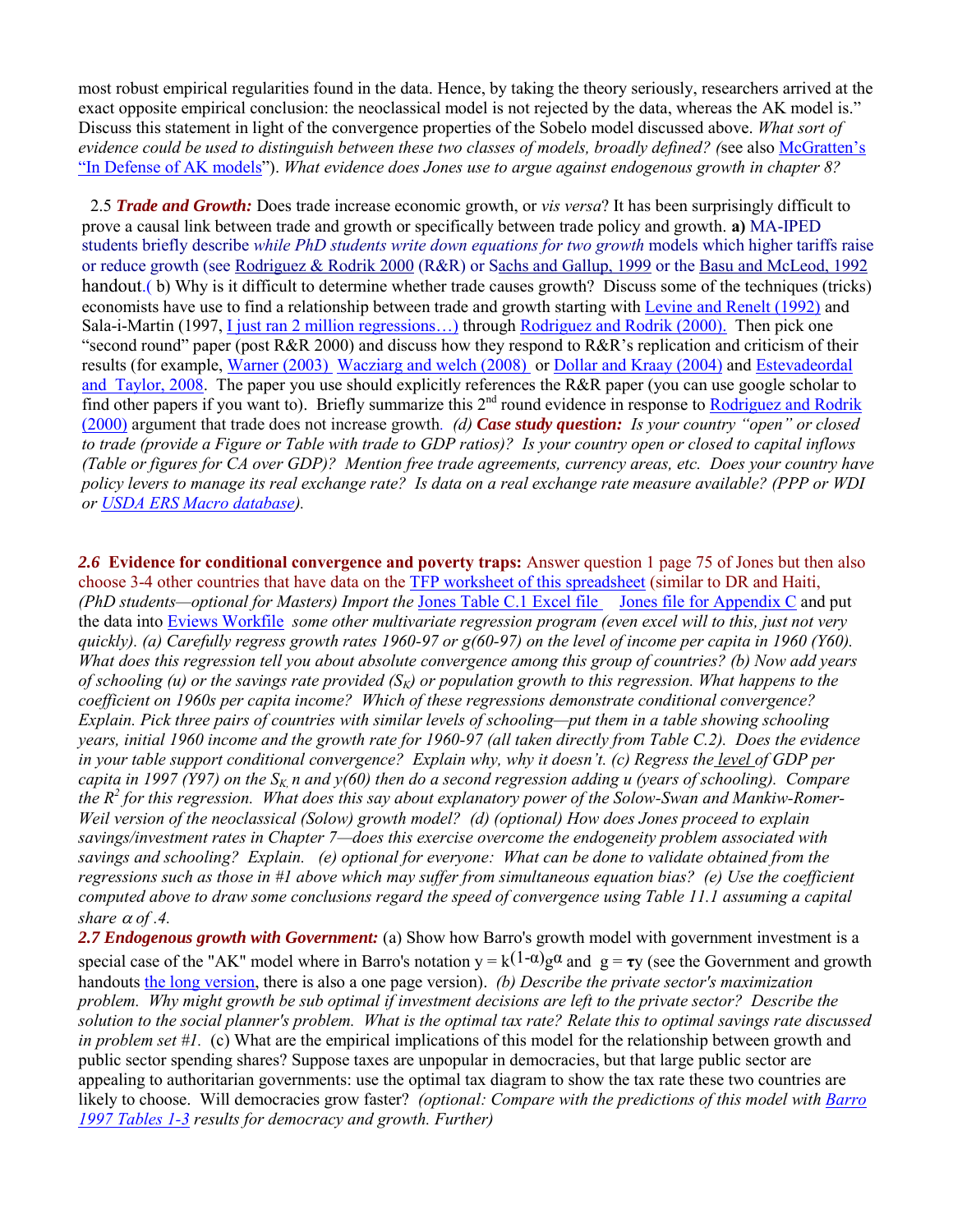most robust empirical regularities found in the data. Hence, by taking the theory seriously, researchers arrived at the exact opposite empirical conclusion: the neoclassical model is not rejected by the data, whereas the AK model is." Discuss this statement in light of the convergence properties of the Sobelo model discussed above. *What sort of evidence could be used to distinguish between these two classes of models, broadly defined? (*see also McGratten's "In Defense of AK models"). *What evidence does Jones use to argue against endogenous growth in chapter 8?*

2.5 ***Trade and Growth:*** Does trade increase economic growth, or *vis versa*? It has been surprisingly difficult to prove a causal link between trade and growth or specifically between trade policy and growth. **a)** MA-IPED students briefly describe *while PhD students write down equations for two growth* models which higher tariffs raise or reduce growth (see Rodriguez & Rodrik 2000 (R&R) or Sachs and Gallup, 1999 or the Basu and McLeod, 1992 handout.( b) Why is it difficult to determine whether trade causes growth? Discuss some of the techniques (tricks) economists have use to find a relationship between trade and growth starting with Levine and Renelt (1992) and Sala-i-Martin (1997, I just ran 2 million regressions…) through Rodriguez and Rodrik (2000). Then pick one "second round" paper (post R&R 2000) and discuss how they respond to R&R's replication and criticism of their results (for example, Warner (2003) Wacziarg and welch (2008) or Dollar and Kraay (2004) and Estevadeordal and Taylor, 2008. The paper you use should explicitly references the R&R paper (you can use google scholar to find other papers if you want to). Briefly summarize this 2nd round evidence in response to Rodriguez and Rodrik (2000) argument that trade does not increase growth. *(d)* ***Case study question:*** *Is your country "open" or closed to trade (provide a Figure or Table with trade to GDP ratios)? Is your country open or closed to capital inflows (Table or figures for CA over GDP)? Mention free trade agreements, currency areas, etc. Does your country have policy levers to manage its real exchange rate? Is data on a real exchange rate measure available? (PPP or WDI or USDA ERS Macro database).*

***2.6*** **Evidence for conditional convergence and poverty traps:** Answer question 1 page 75 of Jones but then also choose 3-4 other countries that have data on the TFP worksheet of this spreadsheet (similar to DR and Haiti, *(PhD students—optional for Masters) Import the* Jones Table C.1 Excel file Jones file for Appendix C and put the data into Eviews Workfile *some other multivariate regression program (even excel will to this, just not very quickly). (a) Carefully regress growth rates 1960-97 or g(60-97) on the level of income per capita in 1960 (Y60). What does this regression tell you about absolute convergence among this group of countries? (b) Now add years of schooling (u) or the savings rate provided ($S_K$) or population growth to this regression. What happens to the coefficient on 1960s per capita income? Which of these regressions demonstrate conditional convergence? Explain. Pick three pairs of countries with similar levels of schooling—put them in a table showing schooling years, initial 1960 income and the growth rate for 1960-97 (all taken directly from Table C.2). Does the evidence in your table support conditional convergence? Explain why, why it doesn't. (c) Regress the level of GDP per capita in 1997 (Y97) on the $S_K$, n and y(60) then do a second regression adding u (years of schooling). Compare the $R^2$ for this regression. What does this say about explanatory power of the Solow-Swan and Mankiw-Romer-Weil version of the neoclassical (Solow) growth model? (d) (optional) How does Jones proceed to explain savings/investment rates in Chapter 7—does this exercise overcome the endogeneity problem associated with savings and schooling? Explain. (e) optional for everyone: What can be done to validate obtained from the regressions such as those in #1 above which may suffer from simultaneous equation bias? (e) Use the coefficient computed above to draw some conclusions regard the speed of convergence using Table 11.1 assuming a capital share $\alpha$ of .4.*

***2.7 Endogenous growth with Government:*** (a) Show how Barro's growth model with government investment is a special case of the "AK" model where in Barro's notation $y = k^{(1-\alpha)}g^{\alpha}$ and $g = \tau y$ (see the Government and growth handouts the long version, there is also a one page version). *(b) Describe the private sector's maximization problem. Why might growth be sub optimal if investment decisions are left to the private sector? Describe the solution to the social planner's problem. What is the optimal tax rate? Relate this to optimal savings rate discussed in problem set #1.* (c) What are the empirical implications of this model for the relationship between growth and public sector spending shares? Suppose taxes are unpopular in democracies, but that large public sector are appealing to authoritarian governments: use the optimal tax diagram to show the tax rate these two countries are likely to choose. Will democracies grow faster? *(optional: Compare with the predictions of this model with Barro 1997 Tables 1-3 results for democracy and growth. Further)*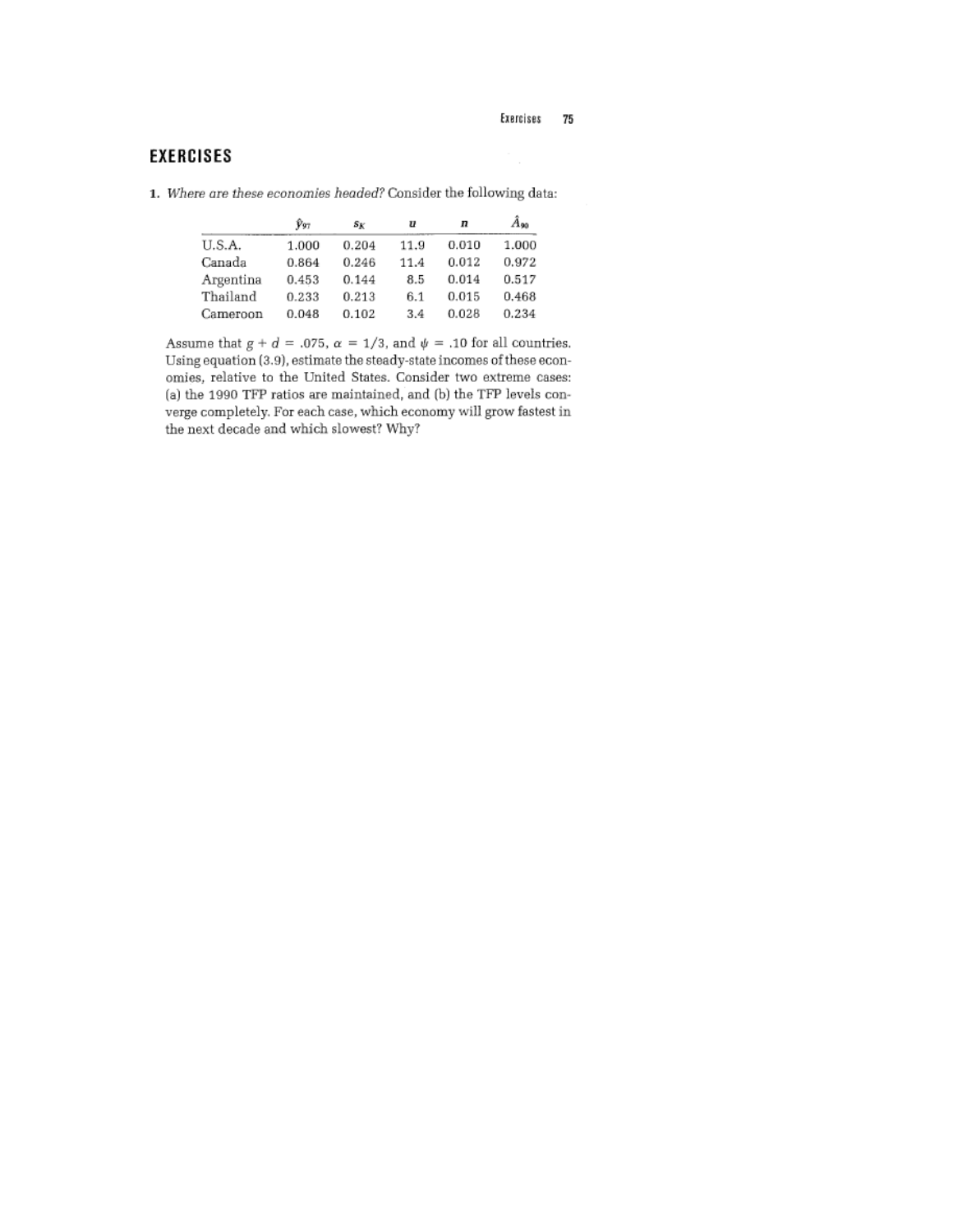## EXERCISES

1. *Where are these economies headed?* Consider the following data:

| | $\hat{y}_{97}$ | $s_K$ | $u$ | $n$ | $\hat{A}_{90}$ |
|---|---|---|---|---|---|
| U.S.A. | 1.000 | 0.204 | 11.9 | 0.010 | 1.000 |
| Canada | 0.864 | 0.246 | 11.4 | 0.012 | 0.972 |
| Argentina | 0.453 | 0.144 | 8.5 | 0.014 | 0.517 |
| Thailand | 0.233 | 0.213 | 6.1 | 0.015 | 0.468 |
| Cameroon | 0.048 | 0.102 | 3.4 | 0.028 | 0.234 |

Assume that $g + d = .075$, $\alpha = 1/3$, and $\psi = .10$ for all countries. Using equation (3.9), estimate the steady-state incomes of these economies, relative to the United States. Consider two extreme cases: (a) the 1990 TFP ratios are maintained, and (b) the TFP levels converge completely. For each case, which economy will grow fastest in the next decade and which slowest? Why?